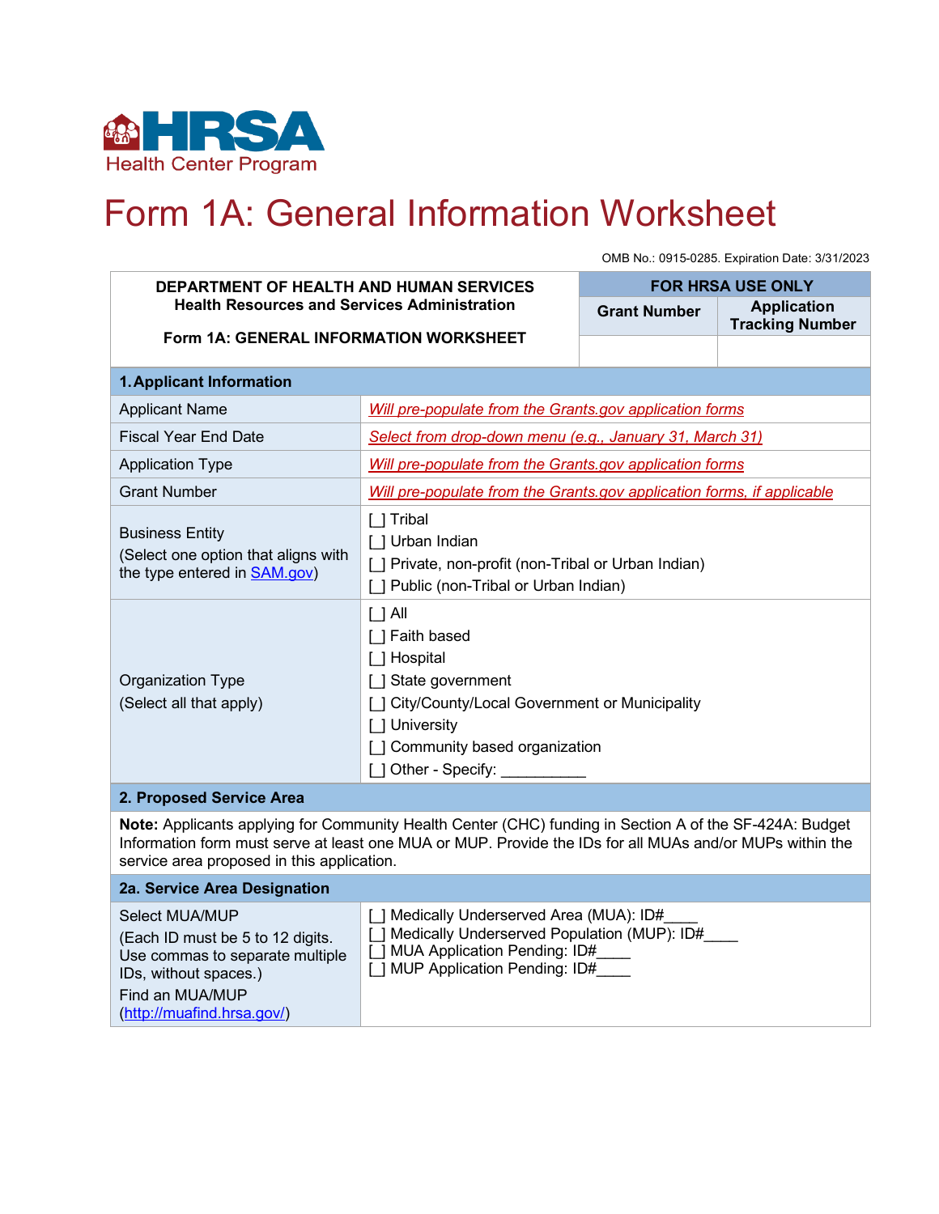HRSA Health Center Program

# Form 1A: General Information Worksheet

OMB No.: 0915-0285. Expiration Date: 3/31/2023

| DEPARTMENT OF HEALTH AND HUMAN SERVICES<br>Health Resources and Services Administration<br><br>Form 1A: GENERAL INFORMATION WORKSHEET | FOR HRSA USE ONLY | |
|---|---|---|
| | Grant Number | Application Tracking Number |
| | | |

| **1. Applicant Information** | |
|---|---|
| Applicant Name | *Will pre-populate from the Grants.gov application forms* |
| Fiscal Year End Date | *Select from drop-down menu (e.g., January 31, March 31)* |
| Application Type | *Will pre-populate from the Grants.gov application forms* |
| Grant Number | *Will pre-populate from the Grants.gov application forms, if applicable* |
| Business Entity<br>(Select one option that aligns with the type entered in SAM.gov) | [ ] Tribal<br>[ ] Urban Indian<br>[ ] Private, non-profit (non-Tribal or Urban Indian)<br>[ ] Public (non-Tribal or Urban Indian) |
| Organization Type<br>(Select all that apply) | [ ] All<br>[ ] Faith based<br>[ ] Hospital<br>[ ] State government<br>[ ] City/County/Local Government or Municipality<br>[ ] University<br>[ ] Community based organization<br>[ ] Other - Specify: __________ |

| **2. Proposed Service Area** | |
|---|---|
| **Note:** Applicants applying for Community Health Center (CHC) funding in Section A of the SF-424A: Budget Information form must serve at least one MUA or MUP. Provide the IDs for all MUAs and/or MUPs within the service area proposed in this application. | |
| **2a. Service Area Designation** | |
| Select MUA/MUP<br>(Each ID must be 5 to 12 digits. Use commas to separate multiple IDs, without spaces.)<br>Find an MUA/MUP (http://muafind.hrsa.gov/) | [ ] Medically Underserved Area (MUA): ID#____<br>[ ] Medically Underserved Population (MUP): ID#____<br>[ ] MUA Application Pending: ID#____<br>[ ] MUP Application Pending: ID#____ |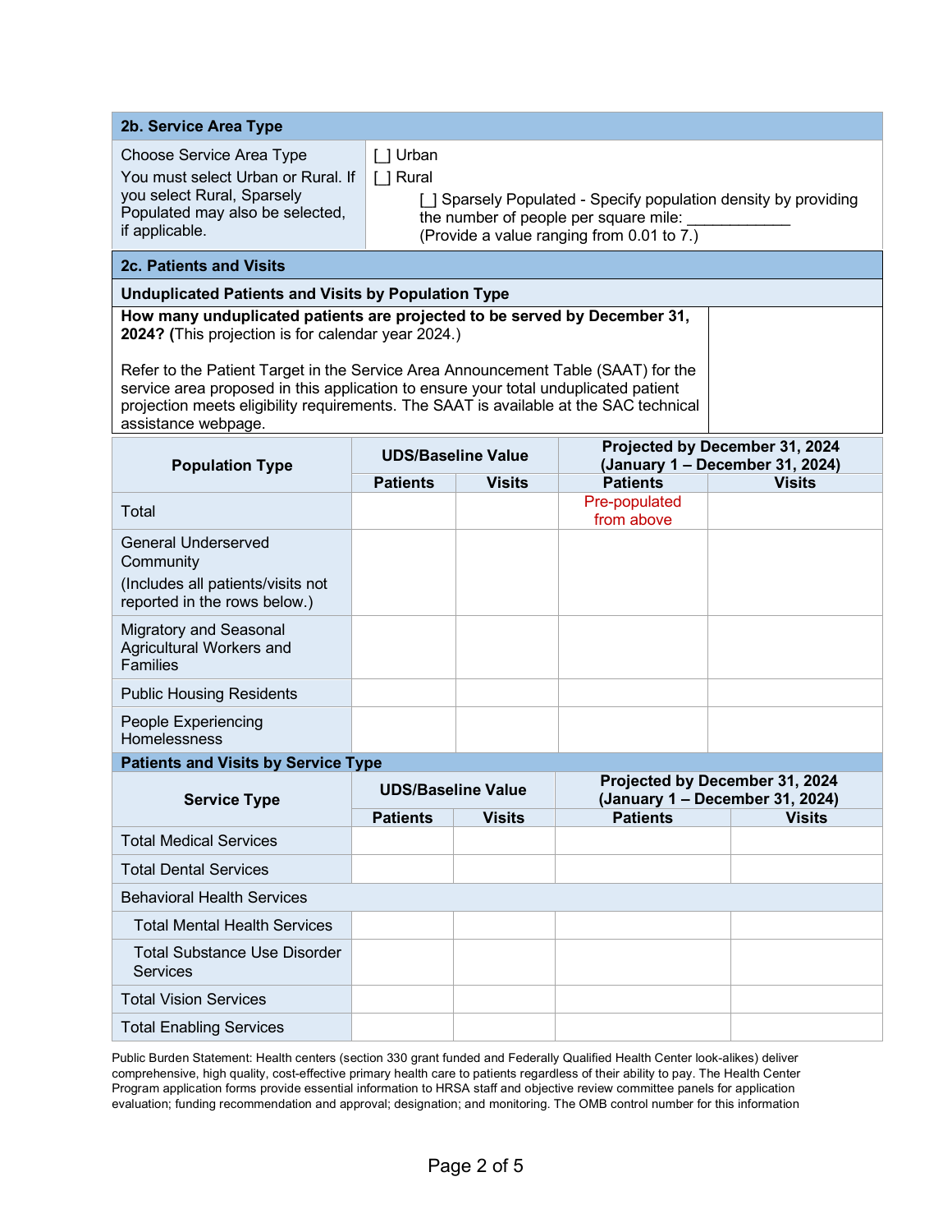## 2b. Service Area Type

| Choose Service Area Type | |
|---|---|
| Choose Service Area Type<br>You must select Urban or Rural. If you select Rural, Sparsely Populated may also be selected, if applicable. | [] Urban<br>[] Rural<br>[] Sparsely Populated - Specify population density by providing the number of people per square mile: ____________<br>(Provide a value ranging from 0.01 to 7.) |

## 2c. Patients and Visits

### Unduplicated Patients and Visits by Population Type

| | |
|---|---|
| **How many unduplicated patients are projected to be served by December 31, 2024? (**This projection is for calendar year 2024.)<br><br>Refer to the Patient Target in the Service Area Announcement Table (SAAT) for the service area proposed in this application to ensure your total unduplicated patient projection meets eligibility requirements. The SAAT is available at the SAC technical assistance webpage. | |

| Population Type | UDS/Baseline Value | | Projected by December 31, 2024 (January 1 – December 31, 2024) | |
|---|---|---|---|---|
| | Patients | Visits | Patients | Visits |
| Total | | | Pre-populated from above | |
| General Underserved Community<br>(Includes all patients/visits not reported in the rows below.) | | | | |
| Migratory and Seasonal Agricultural Workers and Families | | | | |
| Public Housing Residents | | | | |
| People Experiencing Homelessness | | | | |

### Patients and Visits by Service Type

| Service Type | UDS/Baseline Value | | Projected by December 31, 2024 (January 1 – December 31, 2024) | |
|---|---|---|---|---|
| | Patients | Visits | Patients | Visits |
| Total Medical Services | | | | |
| Total Dental Services | | | | |
| Behavioral Health Services | | | | |
| Total Mental Health Services | | | | |
| Total Substance Use Disorder Services | | | | |
| Total Vision Services | | | | |
| Total Enabling Services | | | | |

Public Burden Statement: Health centers (section 330 grant funded and Federally Qualified Health Center look-alikes) deliver comprehensive, high quality, cost-effective primary health care to patients regardless of their ability to pay. The Health Center Program application forms provide essential information to HRSA staff and objective review committee panels for application evaluation; funding recommendation and approval; designation; and monitoring. The OMB control number for this information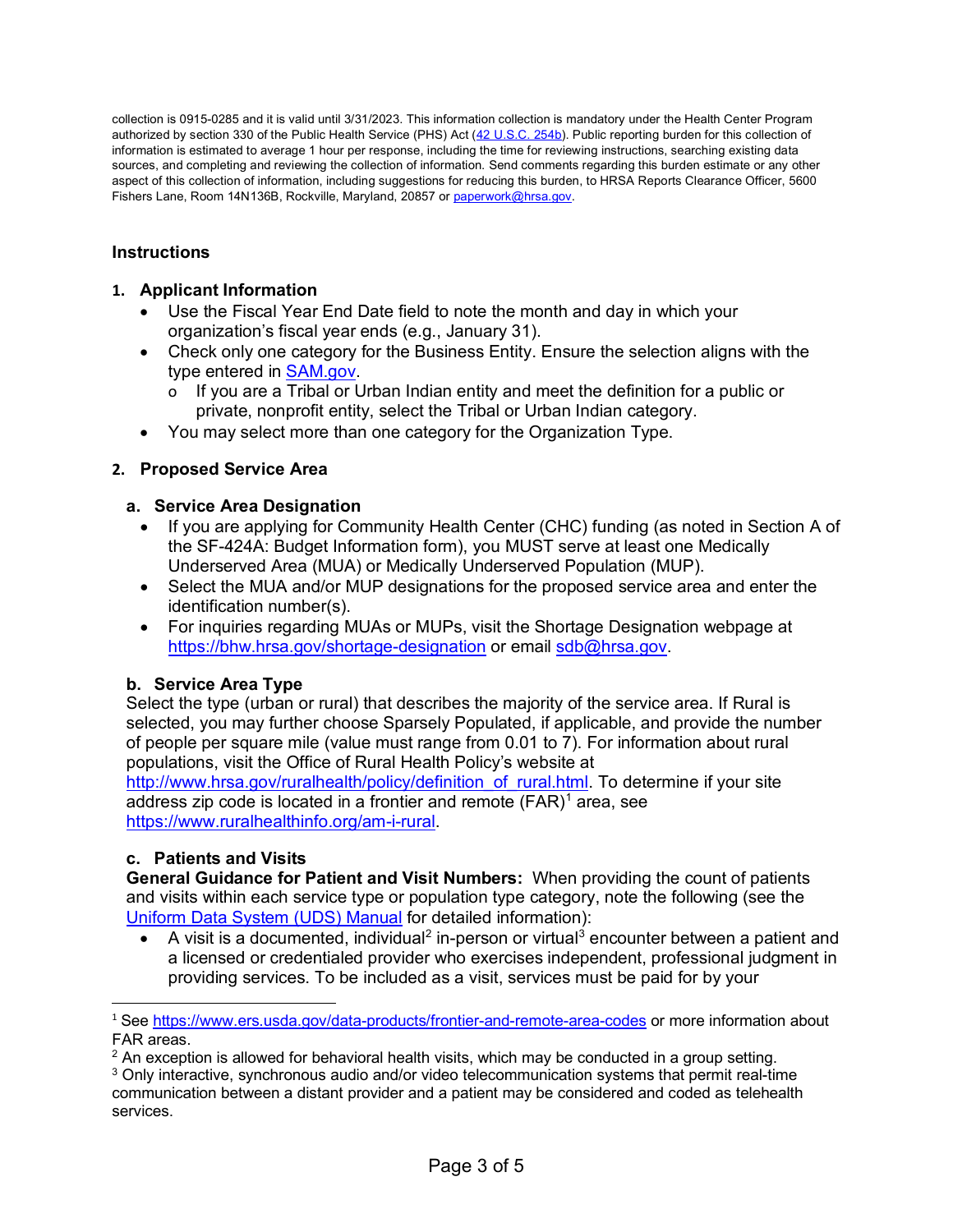collection is 0915-0285 and it is valid until 3/31/2023. This information collection is mandatory under the Health Center Program authorized by section 330 of the Public Health Service (PHS) Act ([42 U.S.C. 254b](42 U.S.C. 254b)). Public reporting burden for this collection of information is estimated to average 1 hour per response, including the time for reviewing instructions, searching existing data sources, and completing and reviewing the collection of information. Send comments regarding this burden estimate or any other aspect of this collection of information, including suggestions for reducing this burden, to HRSA Reports Clearance Officer, 5600 Fishers Lane, Room 14N136B, Rockville, Maryland, 20857 or paperwork@hrsa.gov.

## Instructions

### 1. Applicant Information

- Use the Fiscal Year End Date field to note the month and day in which your organization's fiscal year ends (e.g., January 31).
- Check only one category for the Business Entity. Ensure the selection aligns with the type entered in SAM.gov.
  - If you are a Tribal or Urban Indian entity and meet the definition for a public or private, nonprofit entity, select the Tribal or Urban Indian category.
- You may select more than one category for the Organization Type.

### 2. Proposed Service Area

#### a. Service Area Designation

- If you are applying for Community Health Center (CHC) funding (as noted in Section A of the SF-424A: Budget Information form), you MUST serve at least one Medically Underserved Area (MUA) or Medically Underserved Population (MUP).
- Select the MUA and/or MUP designations for the proposed service area and enter the identification number(s).
- For inquiries regarding MUAs or MUPs, visit the Shortage Designation webpage at https://bhw.hrsa.gov/shortage-designation or email sdb@hrsa.gov.

#### b. Service Area Type

Select the type (urban or rural) that describes the majority of the service area. If Rural is selected, you may further choose Sparsely Populated, if applicable, and provide the number of people per square mile (value must range from 0.01 to 7). For information about rural populations, visit the Office of Rural Health Policy's website at http://www.hrsa.gov/ruralhealth/policy/definition_of_rural.html. To determine if your site address zip code is located in a frontier and remote (FAR)[1] area, see https://www.ruralhealthinfo.org/am-i-rural.

#### c. Patients and Visits

**General Guidance for Patient and Visit Numbers:** When providing the count of patients and visits within each service type or population type category, note the following (see the Uniform Data System (UDS) Manual for detailed information):

- A visit is a documented, individual[2] in-person or virtual[3] encounter between a patient and a licensed or credentialed provider who exercises independent, professional judgment in providing services. To be included as a visit, services must be paid for by your

---

[1] See https://www.ers.usda.gov/data-products/frontier-and-remote-area-codes or more information about FAR areas.

[2] An exception is allowed for behavioral health visits, which may be conducted in a group setting.

[3] Only interactive, synchronous audio and/or video telecommunication systems that permit real-time communication between a distant provider and a patient may be considered and coded as telehealth services.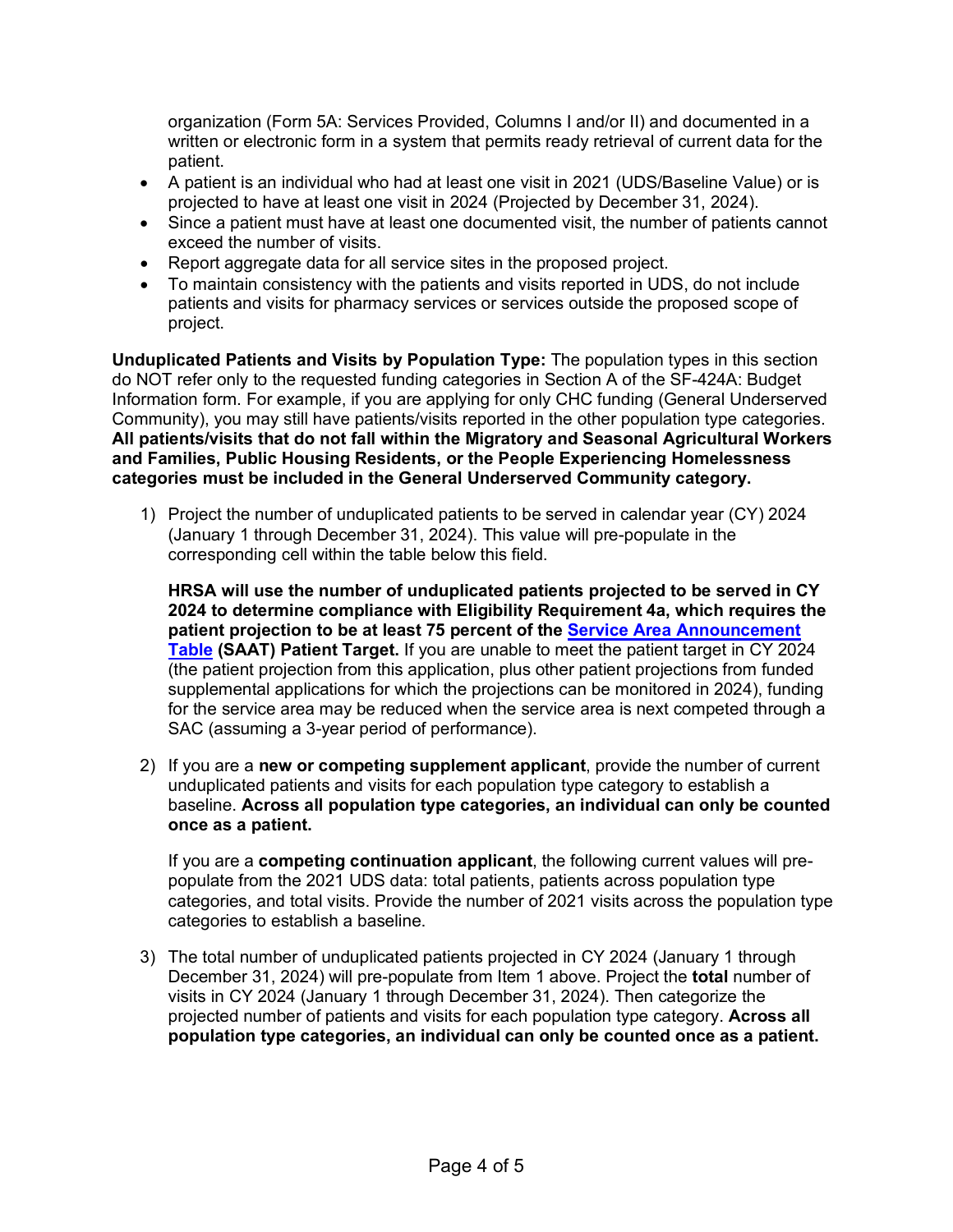organization (Form 5A: Services Provided, Columns I and/or II) and documented in a written or electronic form in a system that permits ready retrieval of current data for the patient.

- A patient is an individual who had at least one visit in 2021 (UDS/Baseline Value) or is projected to have at least one visit in 2024 (Projected by December 31, 2024).
- Since a patient must have at least one documented visit, the number of patients cannot exceed the number of visits.
- Report aggregate data for all service sites in the proposed project.
- To maintain consistency with the patients and visits reported in UDS, do not include patients and visits for pharmacy services or services outside the proposed scope of project.

**Unduplicated Patients and Visits by Population Type:** The population types in this section do NOT refer only to the requested funding categories in Section A of the SF-424A: Budget Information form. For example, if you are applying for only CHC funding (General Underserved Community), you may still have patients/visits reported in the other population type categories. **All patients/visits that do not fall within the Migratory and Seasonal Agricultural Workers and Families, Public Housing Residents, or the People Experiencing Homelessness categories must be included in the General Underserved Community category.**

1) Project the number of unduplicated patients to be served in calendar year (CY) 2024 (January 1 through December 31, 2024). This value will pre-populate in the corresponding cell within the table below this field.

   **HRSA will use the number of unduplicated patients projected to be served in CY 2024 to determine compliance with Eligibility Requirement 4a, which requires the patient projection to be at least 75 percent of the [Service Area Announcement Table](#) (SAAT) Patient Target.** If you are unable to meet the patient target in CY 2024 (the patient projection from this application, plus other patient projections from funded supplemental applications for which the projections can be monitored in 2024), funding for the service area may be reduced when the service area is next competed through a SAC (assuming a 3-year period of performance).

2) If you are a **new or competing supplement applicant**, provide the number of current unduplicated patients and visits for each population type category to establish a baseline. **Across all population type categories, an individual can only be counted once as a patient.**

   If you are a **competing continuation applicant**, the following current values will pre-populate from the 2021 UDS data: total patients, patients across population type categories, and total visits. Provide the number of 2021 visits across the population type categories to establish a baseline.

3) The total number of unduplicated patients projected in CY 2024 (January 1 through December 31, 2024) will pre-populate from Item 1 above. Project the **total** number of visits in CY 2024 (January 1 through December 31, 2024). Then categorize the projected number of patients and visits for each population type category. **Across all population type categories, an individual can only be counted once as a patient.**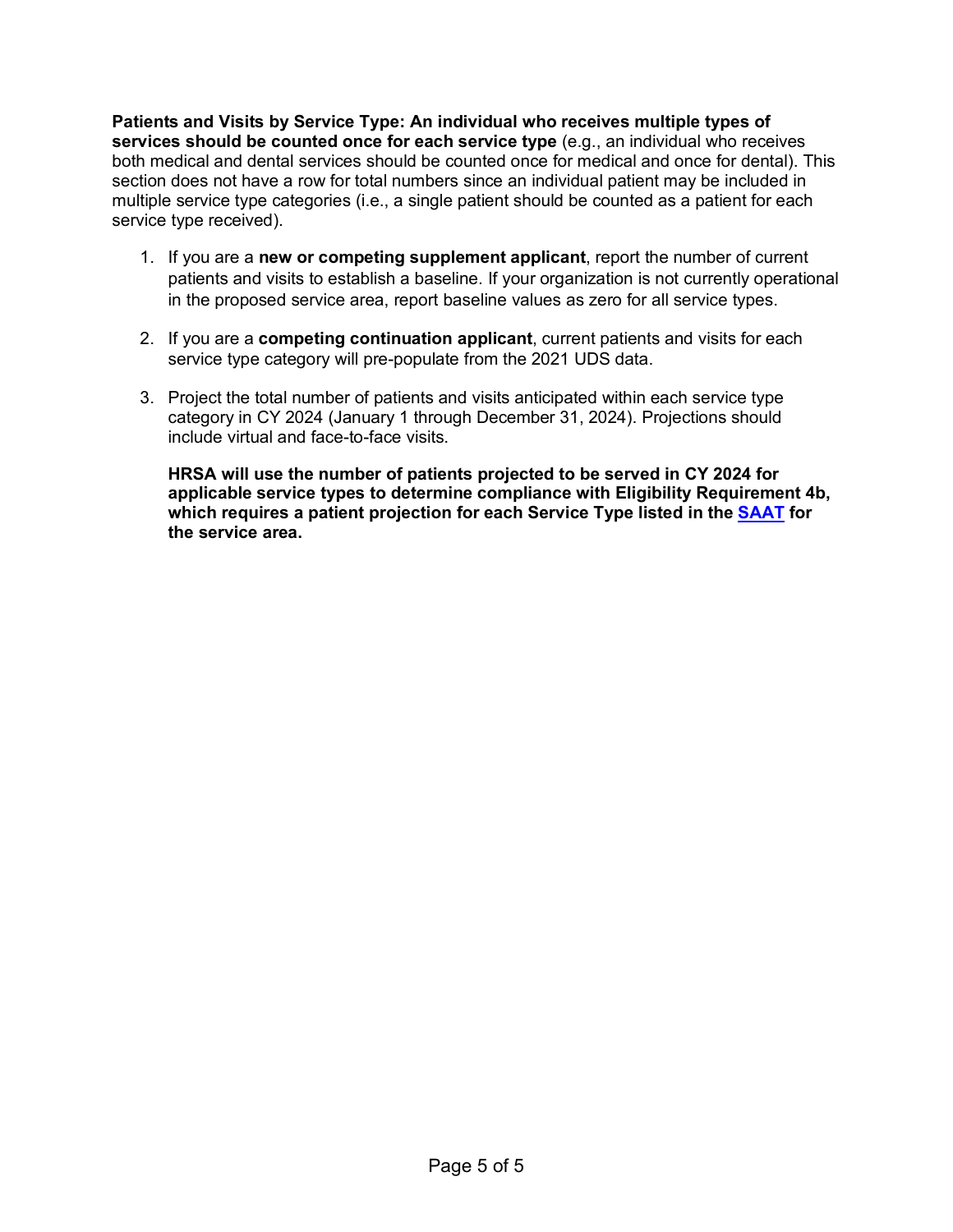**Patients and Visits by Service Type: An individual who receives multiple types of services should be counted once for each service type** (e.g., an individual who receives both medical and dental services should be counted once for medical and once for dental). This section does not have a row for total numbers since an individual patient may be included in multiple service type categories (i.e., a single patient should be counted as a patient for each service type received).

1. If you are a **new or competing supplement applicant**, report the number of current patients and visits to establish a baseline. If your organization is not currently operational in the proposed service area, report baseline values as zero for all service types.

2. If you are a **competing continuation applicant**, current patients and visits for each service type category will pre-populate from the 2021 UDS data.

3. Project the total number of patients and visits anticipated within each service type category in CY 2024 (January 1 through December 31, 2024). Projections should include virtual and face-to-face visits.

   **HRSA will use the number of patients projected to be served in CY 2024 for applicable service types to determine compliance with Eligibility Requirement 4b, which requires a patient projection for each Service Type listed in the SAAT for the service area.**